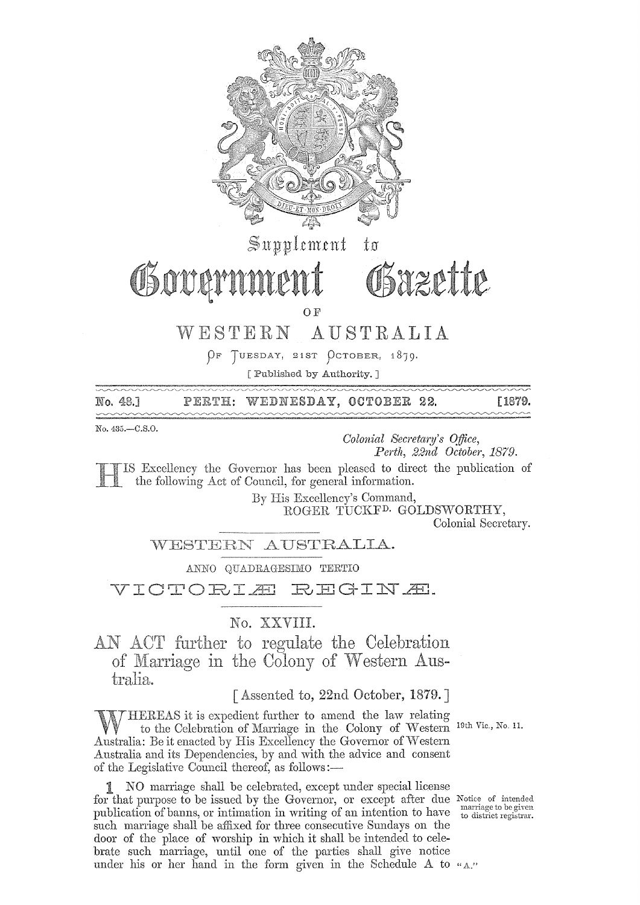# Supplement to Government Gazette

OF

## WESTERN AUSTRALIA

OF TUESDAY, 21ST OCTOBER, 1879.

[ Published by Authority. ]

No. 48.] PERTH: WEDNESDAY, OCTOBER 22. [1879.

No. 435.—C.S.O.

*Colonial Secretary's Office,*
*Perth, 22nd October, 1879.*

HIS Excellency the Governor has been pleased to direct the publication of the following Act of Council, for general information.

By His Excellency's Command,
ROGER TUCKFD. GOLDSWORTHY,
Colonial Secretary.

## WESTERN AUSTRALIA.

ANNO QUADRAGESIMO TERTIO

## VICTORIÆ REGINÆ.

No. XXVIII.

## AN ACT further to regulate the Celebration of Marriage in the Colony of Western Australia.

[Assented to, 22nd October, 1879.]

WHEREAS it is expedient further to amend the law relating to the Celebration of Marriage in the Colony of Western Australia: Be it enacted by His Excellency the Governor of Western Australia and its Dependencies, by and with the advice and consent of the Legislative Council thereof, as follows:—

19th Vic., No. 11.

1 NO marriage shall be celebrated, except under special license for that purpose to be issued by the Governor, or except after due publication of banns, or intimation in writing of an intention to have such marriage shall be affixed for three consecutive Sundays on the door of the place of worship in which it shall be intended to celebrate such marriage, until one of the parties shall give notice under his or her hand in the form given in the Schedule A to

Notice of intended marriage to be given to district registrar.

"A."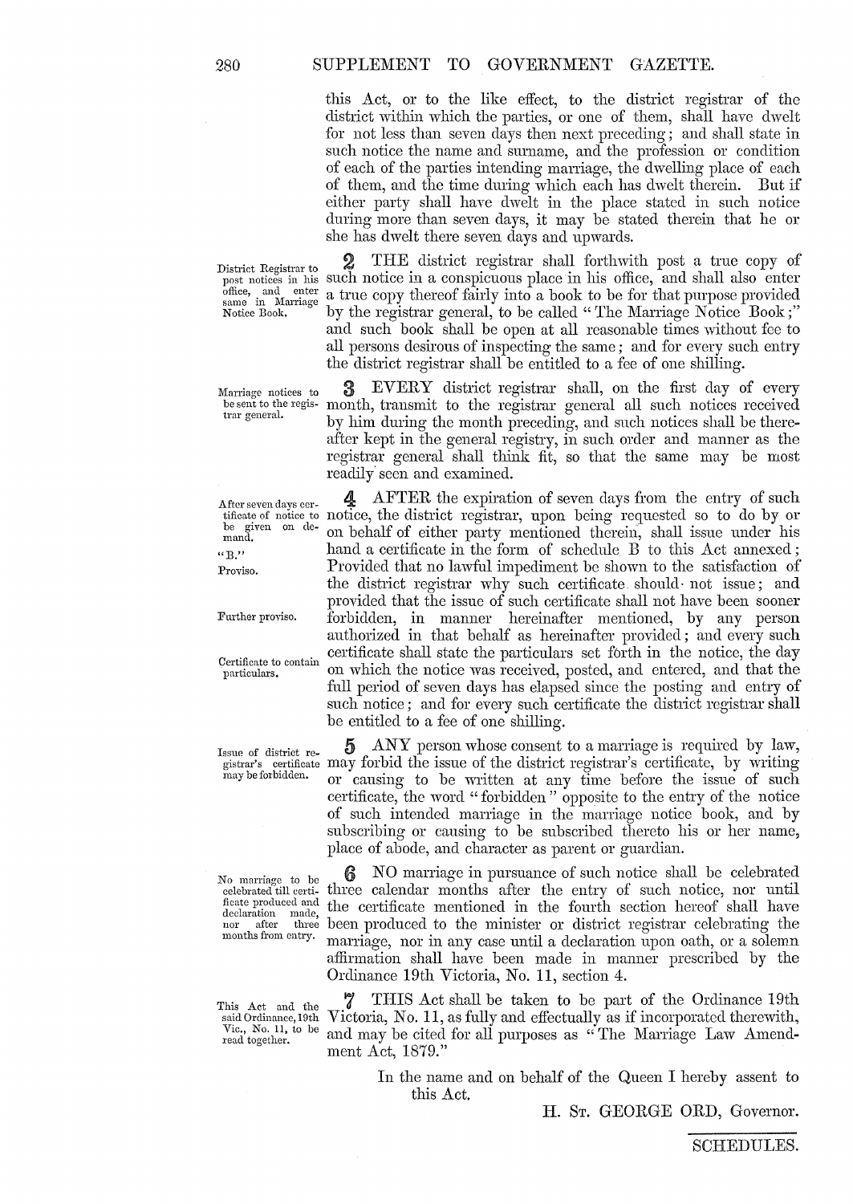this Act, or to the like effect, to the district registrar of the district within which the parties, or one of them, shall have dwelt for not less than seven days then next preceding; and shall state in such notice the name and surname, and the profession or condition of each of the parties intending marriage, the dwelling place of each of them, and the time during which each has dwelt therein. But if either party shall have dwelt in the place stated in such notice during more than seven days, it may be stated therein that he or she has dwelt there seven days and upwards.

*District Registrar to post notices in his office, and enter same in Marriage Notice Book.*

**2** THE district registrar shall forthwith post a true copy of such notice in a conspicuous place in his office, and shall also enter a true copy thereof fairly into a book to be for that purpose provided by the registrar general, to be called "The Marriage Notice Book;" and such book shall be open at all reasonable times without fee to all persons desirous of inspecting the same; and for every such entry the district registrar shall be entitled to a fee of one shilling.

*Marriage notices to be sent to the registrar general.*

**3** EVERY district registrar shall, on the first day of every month, transmit to the registrar general all such notices received by him during the month preceding, and such notices shall be thereafter kept in the general registry, in such order and manner as the registrar general shall think fit, so that the same may be most readily seen and examined.

*After seven days certificate of notice to be given on demand.*

*"B."*

*Proviso.*

*Further proviso.*

*Certificate to contain particulars.*

**4** AFTER the expiration of seven days from the entry of such notice, the district registrar, upon being requested so to do by or on behalf of either party mentioned therein, shall issue under his hand a certificate in the form of schedule B to this Act annexed; Provided that no lawful impediment be shown to the satisfaction of the district registrar why such certificate should not issue; and provided that the issue of such certificate shall not have been sooner forbidden, in manner hereinafter mentioned, by any person authorized in that behalf as hereinafter provided; and every such certificate shall state the particulars set forth in the notice, the day on which the notice was received, posted, and entered, and that the full period of seven days has elapsed since the posting and entry of such notice; and for every such certificate the district registrar shall be entitled to a fee of one shilling.

*Issue of district registrar's certificate may be forbidden.*

**5** ANY person whose consent to a marriage is required by law, may forbid the issue of the district registrar's certificate, by writing or causing to be written at any time before the issue of such certificate, the word "forbidden" opposite to the entry of the notice of such intended marriage in the marriage notice book, and by subscribing or causing to be subscribed thereto his or her name, place of abode, and character as parent or guardian.

*No marriage to be celebrated till certificate produced and declaration made, nor after three months from entry.*

**6** NO marriage in pursuance of such notice shall be celebrated three calendar months after the entry of such notice, nor until the certificate mentioned in the fourth section hereof shall have been produced to the minister or district registrar celebrating the marriage, nor in any case until a declaration upon oath, or a solemn affirmation shall have been made in manner prescribed by the Ordinance 19th Victoria, No. 11, section 4.

*This Act and the said Ordinance, 19th Vic., No. 11, to be read together.*

**7** THIS Act shall be taken to be part of the Ordinance 19th Victoria, No. 11, as fully and effectually as if incorporated therewith, and may be cited for all purposes as "The Marriage Law Amendment Act, 1879."

In the name and on behalf of the Queen I hereby assent to this Act.

H. St. GEORGE ORD, Governor.

SCHEDULES.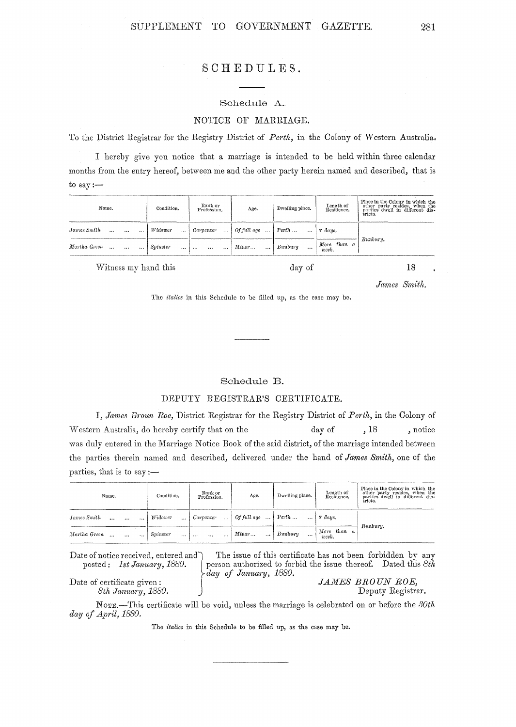# SCHEDULES.

## Schedule A.

### NOTICE OF MARRIAGE.

To the District Registrar for the Registry District of *Perth,* in the Colony of Western Australia.

I hereby give you notice that a marriage is intended to be held within three calendar months from the entry hereof, between me and the other party herein named and described, that is to say:—

| Name. | Condition. | Rank or Profession. | Age. | Dwelling place. | Length of Residence. | Place in the Colony in which the other party resides, when the parties dwell in different districts. |
|---|---|---|---|---|---|---|
| *James Smith* ... ... ... | *Widower* ... | *Carpenter* ... | *Of full age* ... | *Perth* ... ... | *7 days.* | *Bunbury.* |
| *Martha Green* ... ... ... | *Spinster* ... | ... ... ... | *Minor*... ... | *Bunbury* ... | *More than a week.* | |

Witness my hand this day of 18 .

*James Smith.*

The *italics* in this Schedule to be filled up, as the case may be.

---

## Schedule B.

### DEPUTY REGISTRAR'S CERTIFICATE.

I, *James Broun Roe,* District Registrar for the Registry District of *Perth,* in the Colony of Western Australia, do hereby certify that on the day of , 18 , notice was duly entered in the Marriage Notice Book of the said district, of the marriage intended between the parties therein named and described, delivered under the hand of *James Smith,* one of the parties, that is to say:—

| Name. | Condition. | Rank or Profession. | Age. | Dwelling place. | Length of Residence. | Place in the Colony in which the other party resides, when the parties dwell in different districts. |
|---|---|---|---|---|---|---|
| *James Smith* ... ... ... | *Widower* ... | *Carpenter* ... | *Of full age* ... | *Perth* ... ... | *7 days.* | *Bunbury.* |
| *Martha Green* ... ... ... | *Spinster* ... | ... ... ... | *Minor*... ... | *Bunbury* ... | *More than a week.* | |

Date of notice received, entered and posted: *1st January, 1880.*

Date of certificate given: *8th January, 1880.*

The issue of this certificate has not been forbidden by any person authorized to forbid the issue thereof. Dated this *8th day of January, 1880.*

*JAMES BROUN ROE,*
Deputy Registrar.

NOTE.—This certificate will be void, unless the marriage is celebrated on or before the *30th day of April, 1880.*

The *italics* in this Schedule to be filled up, as the case may be.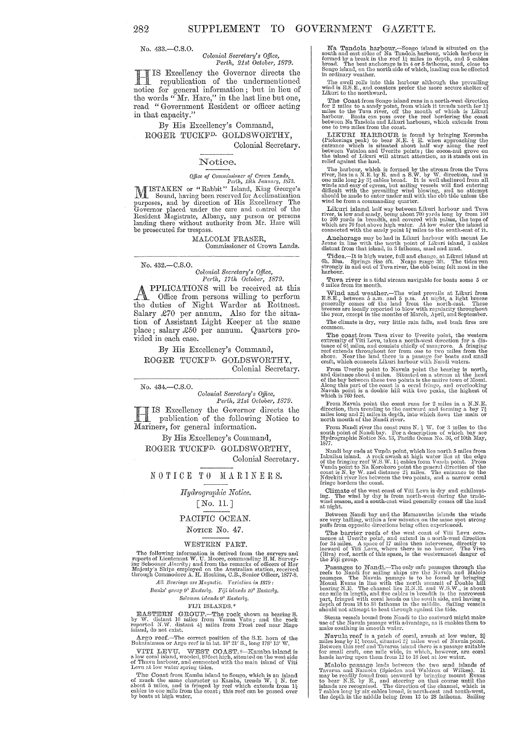No. 433.—C.S.O.

*Colonial Secretary's Office,*
*Perth, 21st October, 1879.*

HIS Excellency the Governor directs the republication of the undermentioned notice for general information; but in lieu of the words "Mr. Hare," in the last line but one, read "Government Resident or officer acting in that capacity."

By His Excellency's Command,

ROGER TUCKFD. GOLDSWORTHY,
Colonial Secretary.

## Notice.

*Office of Commissioner of Crown Lands,*
*Perth, 13th January, 1875.*

MISTAKEN or "Rabbit" Island, King George's Sound, having been reserved for Acclimatization purposes, and by direction of His Excellency The Governor placed under the care and control of the Resident Magistrate, Albany, any person or persons landing there without authority from Mr. Hare will be prosecuted for trespass.

MALCOLM FRASER,
Commissioner of Crown Lands.

---

No. 432.—C.S.O.

*Colonial Secretary's Office,*
*Perth, 17th October, 1879.*

APPLICATIONS will be received at this Office from persons willing to perform the duties of Night Warder at Rottnest. Salary £70 per annum. Also for the situation of Assistant Light Keeper at the same place; salary £50 per annum. Quarters provided in each case.

By His Excellency's Command,

ROGER TUCKFD. GOLDSWORTHY,
Colonial Secretary.

---

No. 434.—C.S.O.

*Colonial Secretary's Office,*
*Perth, 21st October, 1879.*

HIS Excellency the Governor directs the publication of the following Notice to Mariners, for general information.

By His Excellency's Command,

ROGER TUCKFD. GOLDSWORTHY,
Colonial Secretary.

## NOTICE TO MARINERS.

*Hydrographic Notice.*

[No. 11.]

### PACIFIC OCEAN.

NOTICE No. 47.

### WESTERN PART.

The following information is derived from the surveys and reports of Lieutenant W. U. Moore, commanding H.M. Surveying Schooner *Alacrity*; and from the remarks of officers of Her Majesty's Ships employed on the Australian station, received through Commodore A. H. Hoskins, C.B., Senior Officer, 1877-8.

*All Bearings are Magnetic. Variation in 1879:*

*Banks' group 9° Easterly. Fiji islands 10° Easterly.*

*Solomon islands 9° Easterly.*

FIJI ISLANDS.*

EASTERN GROUP.—The rock shown as bearing S. by W. distant 10 miles from Vanua Vatu; and the rock reported N.W. distant 4½ miles from Frost reef near Mago island, do not exist.

Argo reef.—The correct position of the S.E. horn of the Bukatatanoa or Argo reef is in lat. 18° 21′ S., long 178° 13′ W.

VITI LEVU. WEST COAST.†—Kamba island is a low coral island, wooded, 80 feet high, situated on the west side of Thuvu harbour, and connected with the main island of Viti Levu at low water spring tides.

The Coast from Kamba island to Songo, which is an island of much the same character as Kamba, trends W. ½ N. for about 5 miles, and is fringed by reef which extends from 1½ cables to one mile from the coast; this reef can be passed over by boats at high water.

Na Tandola harbour.—Songo island is situated on the south and east sides of Na Tandola harbour, which harbour is formed by a break in the reef 1½ miles in depth, and 5 cables broad. The best anchorage is in 4 or 5 fathoms, sand, close to Songo island, on the north side of which, landing can be effected in ordinary weather.

The swell rolls into this harbour although the prevailing wind is E.S.E., and coasters prefer the more secure shelter of Likuri to the northward.

The Coast from Songo island runs in a north-west direction for 2 miles to a sandy point, from which it trends north for 1½ miles to the Tuva river, off the mouth of which is Likuri harbour. Boats can pass over the reef bordering the coast between Na Tandola and Likuri harbours, which extends from one to two miles from the coast.

LIKURI HARBOUR is found by bringing Koromba (Pickerings peak) to bear N.E. ¼ E. when approaching the entrance which is situated about half way along the reef between Vatuloa and Uverite points; the cocoa-nut grove on the island of Likuri will attract attention, as it stands out in relief against the land.

The harbour, which is formed by the stream from the Tuva river, lies in a N.E. by E. and a S.W. by W. direction, and is one mile long by 3½ cables broad. It is well sheltered from all winds and easy of egress, but sailing vessels will find entering difficult with the prevailing wind blowing, and no attempt should be made to enter under sail with the ebb tide unless the wind be from a commanding quarter.

Likuri island half way between Likuri harbour and Tuva river, is low and sandy, being about 700 yards long by from 100 to 200 yards in breadth, and covered with palms, the tops of which are 70 feet above high water. At low water the island is connected with the sandy point 1½ miles to the south-east of it.

Anchorage may be had in Likuri harbour with mount Le Jeune in line with the north point of Likuri island, 3 cables distant from that island, in 3 fathoms, sand and mud.

Tides.—It is high water, full and change, at Likuri island at 6h. 30m. Springs rise 4ft. Neaps range 3ft. The tides run strongly in and out of Tuva river, the ebb being felt most in the harbour.

Tuva river is a tidal stream navigable for boats some 5 or 6 miles from its mouth.

Wind and weather.—The wind prevails at Likuri from E.S.E., between 5 a.m. and 5 p.m. At night, a light breeze generally comes off the land from the north-east. These breezes are locally reported to blow with regularity throughout the year, except in the months of March, April, and September.

The climate is dry, very little rain falls, and bush fires are common.

The coast from Tuva river to Uverite point, the western extremity of Viti Levu, takes a north-west direction for a distance of 6½ miles, and consists chiefly of mangrove. A fringing reef extends throughout for from one to two miles from the shore. Near the land there is a passage for boats and small craft, which connects Likuri harbour with Nandi waters.

From Uverite point to Navula point the bearing is north, and distance about 4 miles. Situated on a stream at the head of the bay between these two points is the native town of Momi. Along this part of the coast is a coral fringe, and overlooking Navula point is a double hill with two peaks, the highest of which is 760 feet.

From Navula point the coast runs for 2 miles in a N.N.E. direction, then trending to the eastward and forming a bay 7½ miles long and 2½ miles in depth, into which flows the main or north mouth of the Nandi river.

From Nandi river the coast runs N. ¾ W. for 3 miles to the south point of Nandi bay. For a description of which bay see Hydrographic Notice No. 13, Pacific Ocean No. 36, of 10th May, 1877.

Nandi bay ends at Vunda point, which lies north 5 miles from Iakuilau island. A rock awash at high water lies at the edge of the fringing reef W.S.W. 1½ cables from Vunda point. From Vunda point to Na Korokoro point the general direction of the coast is N. by W. and distance 2¾ miles. The entrance to the Ndrekiti river lies between the two points, and a narrow coral fringe borders the coast.

Climate of the west coast of Viti Levu is dry and exhilarating. The wind by day is from north-west during the trade-wind season, and a south-east wind generally comes off the land at night.

Between Nandi bay and the Mamanutha islands the winds are very baffling, within a few minutes on the same spot strong puffs from opposite directions being often experienced.

The barrier reefs of the west coast of Viti Levu commence at Uverite point, and extend in a north-west direction for 3½ miles. A space of 17 miles then intervenes, directly to leeward of Viti Levu, where there is no barrier. The Viwa (Biva) reef, north of this space, is the westernmost danger of the Fiji group.

Passages to Nandi.—The only safe passages through the reefs to Nandi for sailing ships are the Navula and Malolo passages. The Navula passage is to be found by bringing Mount Evans in line with the north summit of Double hill bearing N.E. The channel lies E.N.E. and W.S.W., is about one mile in length, and five cables in breadth in the narrowest part, fringed with coral heads on the south side, and having a depth of from 18 to 50 fathoms in the middle. Sailing vessels should not attempt to beat through against the tide.

Steam vessels bound from Nandi to the eastward might make use of the Navula passage with advantage, as it enables them to make southing in smooth water.

Navula reef is a patch of coral, awash at low water, 2½ miles long by 1½ broad, situated 2½ miles west of Navula point. Between this reef and Tavarua island there is a passage suitable for small craft, one mile wide, in which, however, are coral heads having upon them from 12 to 18 feet at low water.

Malolo passage leads between the two sand islands of Tavarua and Namotu (Spieden and Waldron of Wilkes). It may be readily found from seaward by bringing mount Evans to bear N.E. by E., and steering on that course until the islands are recognised. The direction of the channel, which is 7 cables long by six cables broad, is north-east and south-west, the depth in the middle being from 13 to 28 fathoms. Sailing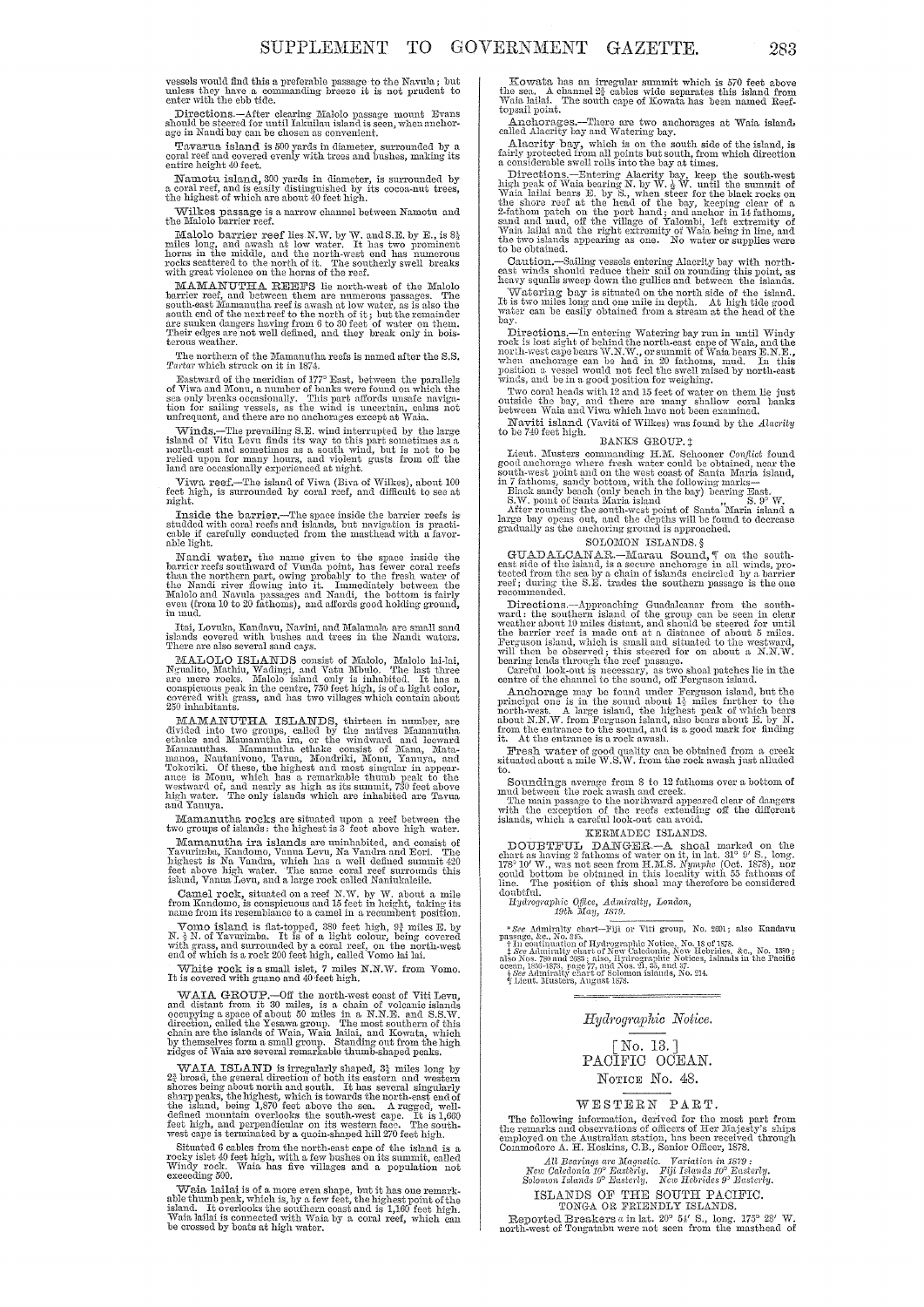vessels would find this a preferable passage to the Navula; but unless they have a commanding breeze it is not prudent to enter with the ebb tide.

**Directions.**—After clearing Malolo passage mount Evans should be steered for until Takuilau island is seen, when anchorage in Nandi bay can be chosen as convenient.

**Tavarua island** is 500 yards in diameter, surrounded by a coral reef and covered evenly with trees and bushes, making its entire height 40 feet.

**Namotu island,** 300 yards in diameter, is surrounded by a coral reef, and is easily distinguished by its cocoa-nut trees, the highest of which are about 40 feet high.

**Wilkes passage** is a narrow channel between Namotu and the Malolo barrier reef.

**Malolo barrier reef** lies N.W. by W. and S.E. by E., is 8½ miles long, and awash at low water. It has two prominent horns in the middle, and the north-west end has numerous rocks scattered to the north of it. The southerly swell breaks with great violence on the horns of the reef.

**MAMANUTHA REEFS** lie north-west of the Malolo barrier reef, and between them are numerous passages. The south-east Mamanutha reef is awash at low water, as is also the south end of the next reef to the north of it; but the remainder are sunken dangers having from 6 to 30 feet of water on them. Their edges are not well defined, and they break only in boisterous weather.

The northern of the Mamanutha reefs is named after the S.S. *Tartar* which struck on it in 1874.

Eastward of the meridian of 177° East, between the parallels of Viwa and Monu, a number of banks were found on which the sea only breaks occasionally. This part affords unsafe navigation for sailing vessels, as the wind is uncertain, calms not unfrequent, and there are no anchorages except at Waia.

**Winds.**—The prevailing S.E. wind interrupted by the large island of Vitu Levu finds its way to this part sometimes as a north-east and sometimes as a south wind, but is not to be relied upon for many hours, and violent gusts from off the land are occasionally experienced at night.

**Viwa reef.**—The island of Viwa (Biva of Wilkes), about 100 feet high, is surrounded by coral reef, and difficult to see at night.

**Inside the barrier.**—The space inside the barrier reefs is studded with coral reefs and islands, but navigation is practicable if carefully conducted from the masthead with a favorable light.

**Nandi water,** the name given to the space inside the barrier reefs southward of Vunda point, has fewer coral reefs than the northern part, owing probably to the fresh water of the Nandi river flowing into it. Immediately between the Malolo and Navula passages and Nandi, the bottom is fairly even (from 10 to 20 fathoms), and affords good holding ground, in mud.

Itai, Lovuka, Kandavu, Navini, and Malamala are small sand islands covered with bushes and trees in the Nandi waters. There are also several sand cays.

**MALOLO ISLANDS** consist of Malolo, Malolo lai-lai, Ngualito, Mathiu, Wadingi, and Vatu Mbelo. The last three are mere rocks. Malolo island only is inhabited. It has a conspicuous peak in the centre, 750 feet high, is of a light color, covered with grass, and has two villages which contain about 250 inhabitants.

**MAMANUTHA ISLANDS,** thirteen in number, are divided into two groups, called by the natives Mamanutha ethake and Mamanutha ira, or the windward and leeward Mamanuthas. Mamanutha ethake consist of Mana, Matamanoa, Nautanivono, Tavua, Mondriki, Monu, Yanuya, and Tokoriki. Of these, the highest and most singular in appearance is Monu, which has a remarkable thumb peak to the westward of, and nearly as high as its summit, 730 feet above high water. The only islands which are inhabited are Tavua and Yanuya.

**Mamanutha rocks** are situated upon a reef between the two groups of islands: the highest is 3 feet above high water.

**Mamanutha ira islands** are uninhabited, and consist of Yavurimba, Kandomo, Vanua Levu, Na Vandra and Eori. The highest is Na Vandra, which has a well defined summit 420 feet above high water. The same coral reef surrounds this island, Vanua Levu, and a large rock called Nanukaleile.

**Camel rock,** situated on a reef N.W. by W. about a mile from Kandomo, is conspicuous and 15 feet in height, taking its name from its resemblance to a camel in a recumbent position.

**Vomo island** is flat-topped, 380 feet high, 9½ miles E. by N. ½ N. of Yavurimba. It is of a light colour, being covered with grass, and surrounded by a coral reef, on the north-west end of which is a rock 200 feet high, called Vomo lai lai.

**White rock** is a small islet, 7 miles N.N.W. from Vomo. It is covered with guano and 40 feet high.

**WAIA GROUP.**—Off the north-west coast of Viti Levu, and distant from it 30 miles, is a chain of volcanic islands occupying a space of about 50 miles in a N.N.E. and S.S.W. direction, called the Yesawa group. The most southern of this chain are the islands of Waia, Waia lailai, and Kowata, which by themselves form a small group. Standing out from the high ridges of Waia are several remarkable thumb-shaped peaks.

**WAIA ISLAND** is irregularly shaped, 3½ miles long by 2¾ broad, the general direction of both its eastern and western shores being about north and south. It has several singularly sharp peaks, the highest, which is towards the north-east end of the island, being 1,870 feet above the sea. A ragged, well-defined mountain overlooks the south-west cape. It is 1,660 feet high, and perpendicular on its western face. The south-west cape is terminated by a quoin-shaped hill 270 feet high.

Situated 6 cables from the north-east cape of the island is a rocky islet 40 feet high, with a few bushes on its summit, called Windy rock. Waia has five villages and a population not exceeding 500.

**Waia lailai** is of a more even shape, but it has one remarkable thumb peak, which is, by a few feet, the highest point of the island. It overlooks the southern coast and is 1,160 feet high. Waia lailai is connected with Waia by a coral reef, which can be crossed by boats at high water.

**Kowata** has an irregular summit which is 570 feet above the sea. A channel 2¾ cables wide separates this island from Waia lailai. The south cape of Kowata has been named Reef-topsail point.

**Anchorages.**—There are two anchorages at Waia island, called Alacrity bay and Watering bay.

**Alacrity bay,** which is on the south side of the island, is fairly protected from all points but south, from which direction a considerable swell rolls into the bay at times.

**Directions.**—Entering Alacrity bay, keep the south-west high peak of Waia bearing N. by W. ½ W. until the summit of Waia lailai bears E. by S., when steer for the black rocks on the shore reef at the head of the bay, keeping clear of a 2-fathom patch on the port hand; and anchor in 14 fathoms, sand and mud, off the village of Yalombi, left extremity of Waia lailai and the right extremity of Waia being in line, and the two islands appearing as one. No water or supplies were to be obtained.

**Caution.**—Sailing vessels entering Alacrity bay with north-east winds should reduce their sail on rounding this point, as heavy squalls sweep down the gullies and between the islands.

**Watering bay** is situated on the north side of the island. It is two miles long and one mile in depth. At high tide good water can be easily obtained from a stream at the head of the bay.

**Directions.**—In entering Watering bay run in until Windy rock is lost sight of behind the north-east cape of Waia, and the north-west cape bears W.N.W., or summit of Waia bears E.N.E., when anchorage can be had in 20 fathoms, mud. In this position a vessel would not feel the swell raised by north-east winds, and be in a good position for weighing.

Two coral heads with 12 and 15 feet of water on them lie just outside the bay, and there are many shallow coral banks between Waia and Viwa which have not been examined.

**Naviti island** (Vaviti of Wilkes) was found by the *Alacrity* to be 740 feet high.

### BANKS GROUP.‡

Lieut. Musters commanding H.M. Schooner *Conflict* found good anchorage where fresh water could be obtained, near the south-west point and on the west coast of Santa Maria island, in 7 fathoms, sandy bottom, with the following marks—

Black sandy beach (only beach in the bay) bearing East.
S.W. point of Santa Maria island „ S. 9° W.

After rounding the south-west point of Santa Maria island a large bay opens out, and the depths will be found to decrease gradually as the anchoring ground is approached.

### SOLOMON ISLANDS.§

**GUADALCANAR.**—Marau Sound,¶ on the south-east side of the island, is a secure anchorage in all winds, protected from the sea by a chain of islands encircled by a barrier reef; during the S.E. trades the southern passage is the one recommended.

**Directions.**—Approaching Guadalcanar from the southward: the southern island of the group can be seen in clear weather about 10 miles distant, and should be steered for until the barrier reef is made out at a distance of about 5 miles. Ferguson island, which is small and situated to the westward, will then be observed; this steered for on about a N.N.W. bearing leads through the reef passage.

Careful look-out is necessary, as two shoal patches lie in the centre of the channel to the sound, off Ferguson island.

**Anchorage** may be found under Ferguson island, but the principal one is in the sound about 1½ miles further to the north-west. A large island, the highest peak of which bears about N.N.W. from Ferguson island, also bears about E. by N. from the entrance to the sound, and is a good mark for finding it. At the entrance is a rock awash.

**Fresh water** of good quality can be obtained from a creek situated about a mile W.S.W. from the rock awash just alluded to.

**Soundings** average from 8 to 12 fathoms over a bottom of mud between the rock awash and creek.

The main passage to the northward appeared clear of dangers with the exception of the reefs extending off the different islands, which a careful look-out can avoid.

### KERMADEC ISLANDS.

**DOUBTFUL DANGER.**—A shoal marked on the chart as having 2 fathoms of water on it, in lat. 31° 9′ S., long. 178° 10′ W., was not seen from H.M.S. *Nymphe* (Oct. 1878), nor could bottom be obtained in this locality with 55 fathoms of line. The position of this shoal may therefore be considered doubtful.

*Hydrographic Office, Admiralty, London,*
*19th May, 1879.*

\* *See* Admiralty chart—Fiji or Viti group, No. 2691; also Kandavu passage, &c., No. 385.
† In continuation of Hydrographic Notice, No. 18 of 1878.
‡ *See* Admiralty chart of New Caledonia, New Hebrides, &c., No. 1380; also Nos. 780 and 2683; also, Hydrographic Notices, Islands in the Pacific ocean, 1866-1878, page 77, and Nos. 21, 33, and 37.
§ *See* Admiralty chart of Solomon islands, No. 214.
¶ Lieut. Musters, August 1878.

---

## *Hydrographic Notice.*

### [No. 13.]
### PACIFIC OCEAN.
### NOTICE No. 48.

### WESTERN PART.

The following information, derived for the most part from the remarks and observations of officers of Her Majesty's ships employed on the Australian station, has been received through Commodore A. H. Hoskins, C.B., Senior Officer, 1878.

*All Bearings are Magnetic. Variation in 1879:*
*New Caledonia 10° Easterly. Fiji Islands 10° Easterly.*
*Solomon Islands 9° Easterly. New Hebrides 9° Easterly.*

### ISLANDS OF THE SOUTH PACIFIC.
### TONGA OR FRIENDLY ISLANDS.

**Reported Breakers** *a* in lat. 20° 54′ S., long. 175° 28′ W. north-west of Tongatabu were not seen from the masthead of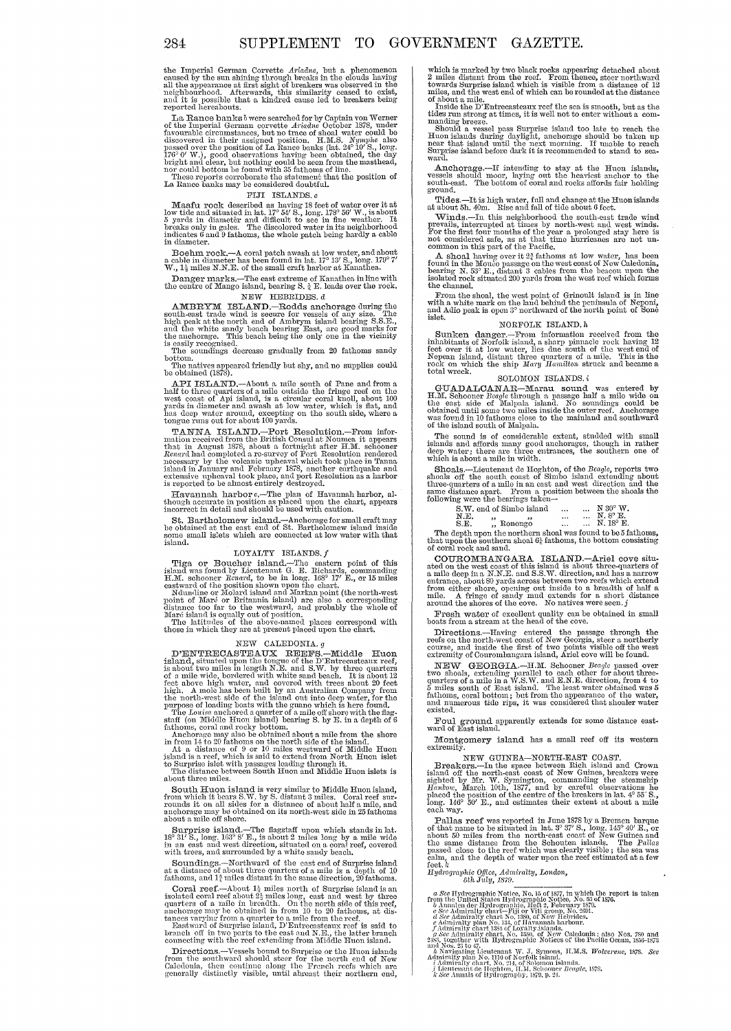the Imperial German Corvette *Ariadne*, but a phenomenon caused by the sun shining through breaks in the clouds having all the appearance at first sight of breakers was observed in the neighbourhood. Afterwards, this similarity ceased to exist, and it is possible that a kindred cause led to breakers being reported hereabouts.

**La Rance banks** *b* were searched for by Captain von Werner of the Imperial German corvette *Ariadne* October 1878, under favourable circumstances, but no trace of shoal water could be discovered in their assigned position. H.M.S. *Nymphe* also passed over the position of La Rance banks (lat. 24° 10' S., long. 176° 0' W.), good observations having been obtained, the day bright and clear, but nothing could be seen from the masthead, nor could bottom be found with 35 fathoms of line.

These reports corroborate the statement that the position of La Rance banks may be considered doubtful.

### FIJI ISLANDS. *c*

**Maafu rock** described as having 18 feet of water over it at low tide and situated in lat. 17° 54' S., long. 178° 56' W., is about 5 yards in diameter and difficult to see in fine weather. It breaks only in gales. The discolored water in its neighborhood indicates 6 and 9 fathoms, the whole patch being hardly a cable in diameter.

**Boehm rock.**—A coral patch awash at low water, and about a cable in diameter has been found in lat. 17° 13' S., long. 179° 7' W., 1½ miles N.N.E. of the small craft harbor at Kanathea.

**Danger marks.**—The east extreme of Kanathea in line with the centre of Mango island, bearing S. ½ E. leads over the rock.

### NEW HEBRIDES. *d*

**AMBRYM ISLAND.**—Rodds anchorage during the south-east trade wind is secure for vessels of any size. The high peak at the north end of Ambrym island bearing S.S.E., and the white sandy beach bearing East, are good marks for the anchorage. This beach being the only one in the vicinity is easily recognised.

The soundings decrease gradually from 20 fathoms sandy bottom.

The natives appeared friendly but shy, and no supplies could be obtained (1878).

**API ISLAND.**—About a mile south of Pane and from a half to three quarters of a mile outside the fringe reef on the west coast of Api island, is a circular coral knoll, about 100 yards in diameter and awash at low water, which is flat, and has deep water around, excepting on the south side, where a tongue runs out for about 100 yards.

**TANNA ISLAND.**—**Port Resolution.**—From information received from the British Consul at Noumea it appears that in August 1878, about a fortnight after H.M. schooner *Renard* had completed a re-survey of Port Resolution rendered necessary by the volcanic upheaval which took place in Tanna island in January and February 1878, another earthquake and extensive upheaval took place, and port Resolution as a harbor is reported to be almost entirely destroyed.

**Havannah harbor** *e*.—The plan of Havannah harbor, although accurate in position as placed upon the chart, appears incorrect in detail and should be used with caution.

**St. Bartholomew island.**—Anchorage for small craft may be obtained at the east end of St. Bartholomew island inside some small islets which are connected at low water with that island.

### LOYALTY ISLANDS. *f*

**Tiga or Boucher island.**—The eastern point of this island was found by Lieutenant G. E. Richards, commanding H.M. schooner *Renard*, to be in long. 168° 17' E., or 15 miles eastward of the position shown upon the chart.

Ndundine or Molard island and Markan point (the north-west point of Maré or Britannia island) are also a corresponding distance too far to the westward, and probably the whole of Maré island is equally out of position.

The latitudes of the above-named places correspond with those in which they are at present placed upon the chart.

### NEW CALEDONIA. *g*

**D'ENTRECASTEAUX REEFS.**—**Middle Huon island,** situated upon the tongue of the D'Entrecasteaux reef, is about two miles in length N.E. and S.W. by three quarters of a mile wide, bordered with white sand beach. It is about 12 feet above high water, and covered with trees about 20 feet high. A mole has been built by an Australian Company from the north-west side of the island out into deep water, for the purpose of loading boats with the guano which is here found.

The *Louise* anchored a quarter of a mile off shore with the flagstaff (on Middle Huon island) bearing S. by E. in a depth of 6 fathoms, coral and rocky bottom.

Anchorage may also be obtained about a mile from the shore in from 14 to 20 fathoms on the north side of the island.

At a distance of 9 or 10 miles westward of Middle Huon island is a reef, which is said to extend from North Huon islet to Surprise islet with passages leading through it.

The distance between South Huon and Middle Huon islets is about three miles.

**South Huon island** is very similar to Middle Huon island, from which it bears S.W. by S. distant 3 miles. Coral reef surrounds it on all sides for a distance of about half a mile, and anchorage may be obtained on its north-west side in 25 fathoms about a mile off shore.

**Surprise island.**—The flagstaff upon which stands in lat. 18° 31' S., long. 163° 8' E., is about 2 miles long by a mile wide in an east and west direction, situated on a coral reef, covered with trees, and surrounded by a white sandy beach.

**Soundings.**—Northward of the east end of Surprise island at a distance of about three quarters of a mile is a depth of 10 fathoms, and 1½ miles distant in the same direction, 20 fathoms.

**Coral reef.**—About 1½ miles north of Surprise island is an isolated coral reef about 2½ miles long, east and west by three quarters of a mile in breadth. On the north side of this reef, anchorage may be obtained in from 10 to 20 fathoms, at distances varying from a quarter to a mile from the reef.

Eastward of Surprise island, D'Entrecasteaux reef is said to branch off in two parts to the east and N.E., the latter branch connecting with the reef extending from Middle Huon island.

**Directions.**—Vessels bound to Surprise or the Huon islands from the southward should steer for the north end of New Caledonia, then continue along the French reefs which are generally distinctly visible, until abreast their northern end, which is marked by two black rocks appearing detached about 2 miles distant from the reef. From thence, steer northward towards Surprise island which is visible from a distance of 12 miles, and the west end of which can be rounded at the distance of about a mile.

Inside the D'Entrecasteaux reef the sea is smooth, but as the tides run strong at times, it is well not to enter without a commanding breeze.

Should a vessel pass Surprise island too late to reach the Huon islands during daylight, anchorage should be taken up near that island until the next morning. If unable to reach Surprise island before dark it is recommended to stand to seaward.

**Anchorage.**—If intending to stay at the Huon islands, vessels should moor, laying out the heaviest anchor to the south-east. The bottom of coral and rocks affords fair holding ground.

**Tides.**—It is high water, full and change at the Huon islands at about 5h. 40m. Rise and fall of tide about 6 feet.

**Winds.**—In this neighborhood the south-east trade wind prevails, interrupted at times by north-west and west winds. For the first four months of the year a prolonged stay here is not considered safe, as at that time hurricanes are not uncommon in this part of the Pacific.

**A shoal** having over it 2¾ fathoms at low water, has been found in the Mouéo passage on the west coast of New Caledonia, bearing N. 53° E., distant 3 cables from the beacon upon the isolated rock situated 200 yards from the west reef which forms the channel.

From the shoal, the west point of Grinoult island is in line with a white mark on the land behind the peninsula of Neponi, and Adio peak is open 3° northward of the north point of Soné islet.

### NORFOLK ISLAND. *h*

**Sunken danger.**—From information received from the inhabitants of Norfolk island, a sharp pinnacle rock having 12 feet over it at low water, lies due south of the west end of Nepean island, distant three quarters of a mile. This is the rock on which the ship *Mary Hamilton* struck and became a total wreck.

### SOLOMON ISLANDS. *i*

**GUADALCANAR**—**Marau sound** was entered by H.M. Schooner *Beagle* through a passage half a mile wide on the east side of Malpala island. No soundings could be obtained until some two miles inside the outer reef. Anchorage was found in 10 fathoms close to the mainland and southward of the island south of Malpala.

The sound is of considerable extent, studded with small islands and affords many good anchorages, though in rather deep water; there are three entrances, the southern one of which is about a mile in width.

**Shoals.**—Lieutenant de Hoghton, of the *Beagle*, reports two shoals off the south coast of Simbo island extending about three-quarters of a mile in an east and west direction and the same distance apart. From a position between the shoals the following were the bearings taken—

| | | |
|---|---|---|
| S.W. end of Simbo island | ... ... | N 30° W. |
| N.E. " " | ... ... | N. 8° E. |
| S.E. " Ronongo | ... ... | N. 18° E. |

The depth upon the northern shoal was found to be 5 fathoms, that upon the southern shoal 6½ fathoms, the bottom consisting of coral rock and sand.

**COUROMBANGARA ISLAND.**—Ariel cove situated on the west coast of this island is about three-quarters of a mile deep in a N.N.E. and S.S.W. direction, and has a narrow entrance, about 80 yards across between two reefs which extend from either shore, opening out inside to a breadth of half a mile. A fringe of sandy mud extends for a short distance around the shores of the cove. No natives were seen. *j*

**Fresh water** of excellent quality can be obtained in small boats from a stream at the head of the cove.

**Directions.**—Having entered the passage through the reefs on the north-west coast of New Georgia, steer a northerly course, and inside the first of two points visible off the west extremity of Courombangara island, Ariel cove will be found.

**NEW GEORGIA.**—H.M. Schooner *Beagle* passed over two shoals, extending parallel to each other for about three-quarters of a mile in a W.S.W. and E.N.E. direction, from 4 to 5 miles south of East island. The least water obtained was 5 fathoms, coral bottom; but from the appearance of the water, and numerous tide rips, it was considered that shoaler water existed.

**Foul ground** apparently extends for some distance eastward of East island.

**Montgomery island** has a small reef off its western extremity.

### NEW GUINEA—NORTH-EAST COAST.

**Breakers.**—In the space between Rich island and Crown island off the north-east coast of New Guinea, breakers were sighted by Mr. W. Symington, commanding the steamship *Hankow*, March 10th, 1877, and by careful observations he placed the position of the centre of the breakers in lat. 4° 55' S., long. 146° 50' E., and estimates their extent at about a mile each way.

**Pallas reef** was reported in June 1878 by a Bremen barque of that name to be situated in lat. 3° 37' S., long. 145° 40' E., or about 50 miles from the north-east coast of New Guinea and the same distance from the Schouten islands. The *Pallas* passed close to the reef which was clearly visible; the sea was calm, and the depth of water upon the reef estimated at a few feet. *k*

*Hydrographic Office, Admiralty, London,*
*5th July, 1879.*

*a See* Hydrographic Notice, No. 15 of 1877, in which the report is taken from the United States Hydrographic Notice, No. 53 of 1876.
*b* Annalen der Hydrographie, Heft 2, February 1879.
*c See* Admiralty chart—Fiji or Viti group, No. 2691.
*d See* Admiralty chart No. 1380, of New Hebrides.
*e* Admiralty plan No. 134, of Havannah harbour.
*f* Admiralty chart 1381 of Loyalty islands.
*g See* Admiralty chart, No. 1590, of New Caledonia; also Nos. 780 and 2463, together with Hydrographic Notices of the Pacific Ocean, 1856-1873 and Nos. 25 to 47.
*h* Navigating Lieutenant W. J. Symons, H.M.S. *Wolverene*, 1878. *See* Admiralty plan No. 1110 of Norfolk island.
*i* Admiralty chart, No. 214, of Solomon islands.
*j* Lieutenant de Hoghton, H.M. Schooner *Beagle*, 1878.
*k See* Annals of Hydrography, 1879, p. 24.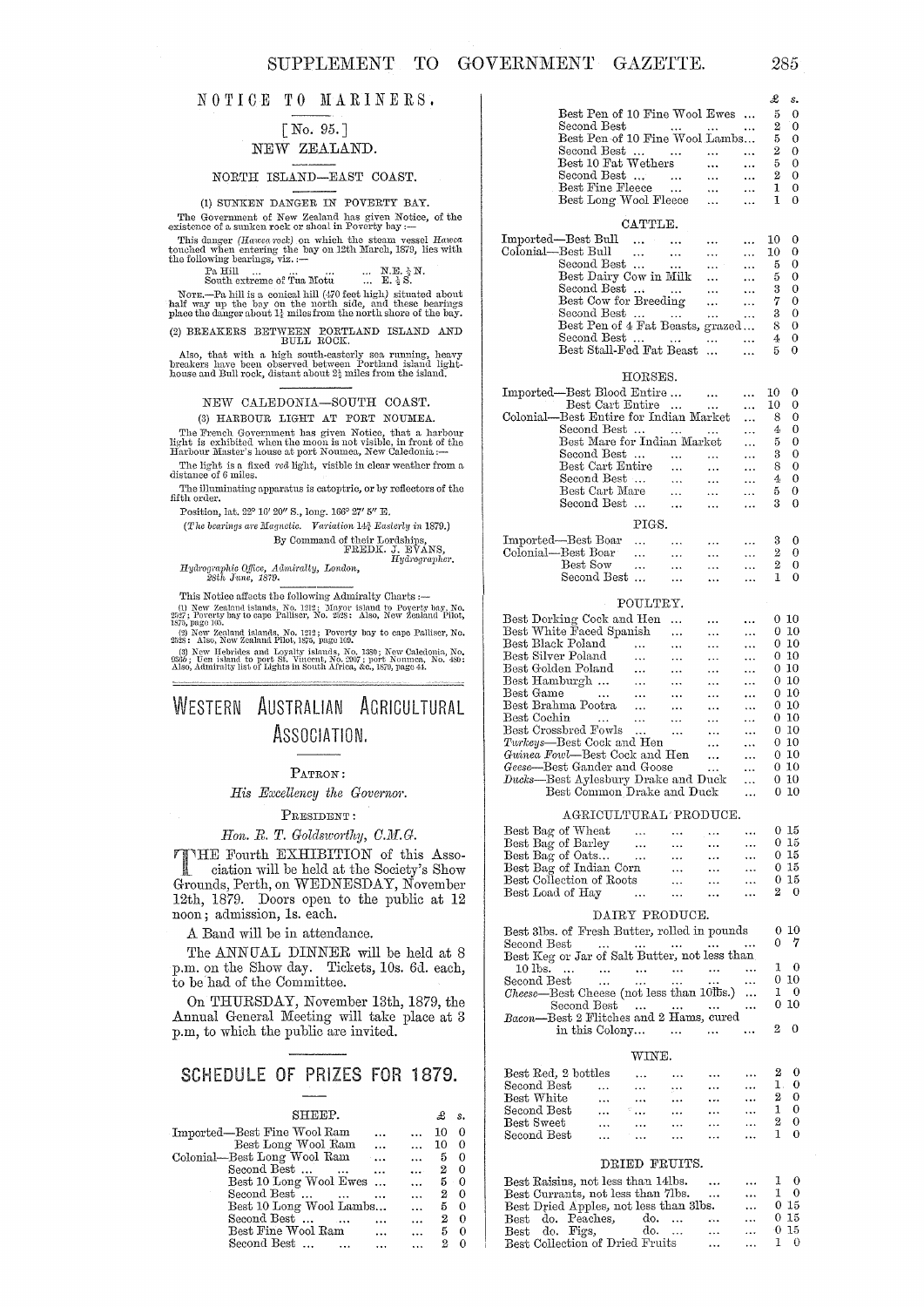## NOTICE TO MARINERS.

[No. 95.]

### NEW ZEALAND.

#### NORTH ISLAND—EAST COAST.

(1) SUNKEN DANGER IN POVERTY BAY.

The Government of New Zealand has given Notice, of the existence of a sunken rock or shoal in Poverty bay:—

This danger (*Hawea rock*) on which the steam vessel *Hawea* touched when entering the bay on 12th March, 1879, lies with the following bearings, viz.:—

| | |
|---|---|
| Pa Hill ... ... ... ... | N.E. ¾ N. |
| South extreme of Tua Motu ... | E. ¾ S. |

NOTE.—Pa hill is a conical hill (470 feet high) situated about half way up the bay on the north side, and these bearings place the danger about 1¼ miles from the north shore of the bay.

(2) BREAKERS BETWEEN PORTLAND ISLAND AND BULL ROCK.

Also, that with a high south-easterly sea running, heavy breakers have been observed between Portland island lighthouse and Bull rock, distant about 2½ miles from the island.

#### NEW CALEDONIA—SOUTH COAST.

(3) HARBOUR LIGHT AT PORT NOUMEA.

The French Government has given Notice, that a harbour light is exhibited when the moon is not visible, in front of the Harbour Master's house at port Noumea, New Caledonia:—

The light is a fixed *red* light, visible in clear weather from a distance of 6 miles.

The illuminating apparatus is catoptric, or by reflectors of the fifth order.

Position, lat. 22° 16′ 20″ S., long. 166° 27′ 5″ E.

(*The bearings are Magnetic. Variation 14¾ Easterly in 1879.*)

By Command of their Lordships,
FREDK. J. EVANS,
*Hydrographer.*

*Hydrographic Office, Admiralty, London,*
*28th June, 1879.*

This Notice affects the following Admiralty Charts:—

(1) New Zealand islands, No. 1212; Mayor island to Poverty bay, No. 2527; Poverty bay to cape Palliser, No. 2528: Also, New Zealand Pilot, 1875, page 105.

(2) New Zealand islands, No. 1212; Poverty bay to cape Palliser, No. 2528: Also, New Zealand Pilot, 1875, page 109.

(3) New Hebrides and Loyalty islands, No. 1380; New Caledonia, No. 2550; Uen island to port St. Vincent, No. 2907; port Noumea, No. 480: Also, Admiralty list of Lights in South Africa, &c., 1879, page 41.

# WESTERN AUSTRALIAN AGRICULTURAL ASSOCIATION.

PATRON:

*His Excellency the Governor.*

PRESIDENT:

*Hon. R. T. Goldsworthy, C.M.G.*

THE Fourth EXHIBITION of this Association will be held at the Society's Show Grounds, Perth, on WEDNESDAY, November 12th, 1879. Doors open to the public at 12 noon; admission, 1s. each.

A Band will be in attendance.

The ANNUAL DINNER will be held at 8 p.m. on the Show day. Tickets, 10s. 6d. each, to be had of the Committee.

On THURSDAY, November 13th, 1879, the Annual General Meeting will take place at 3 p.m, to which the public are invited.

## SCHEDULE OF PRIZES FOR 1879.

### SHEEP.

| | £ | s. |
|---|---|---|
| Imported—Best Fine Wool Ram | 10 | 0 |
| Best Long Wool Ram | 10 | 0 |
| Colonial—Best Long Wool Ram | 5 | 0 |
| Second Best | 2 | 0 |
| Best 10 Long Wool Ewes | 5 | 0 |
| Second Best | 2 | 0 |
| Best 10 Long Wool Lambs | 5 | 0 |
| Second Best | 2 | 0 |
| Best Fine Wool Ram | 5 | 0 |
| Second Best | 2 | 0 |
| Best Pen of 10 Fine Wool Ewes | 5 | 0 |
| Second Best | 2 | 0 |
| Best Pen of 10 Fine Wool Lambs | 5 | 0 |
| Second Best | 2 | 0 |
| Best 10 Fat Wethers | 5 | 0 |
| Second Best | 2 | 0 |
| Best Fine Fleece | 1 | 0 |
| Best Long Wool Fleece | 1 | 0 |

### CATTLE.

| | £ | s. |
|---|---|---|
| Imported—Best Bull | 10 | 0 |
| Colonial—Best Bull | 10 | 0 |
| Second Best | 5 | 0 |
| Best Dairy Cow in Milk | 5 | 0 |
| Second Best | 3 | 0 |
| Best Cow for Breeding | 7 | 0 |
| Second Best | 3 | 0 |
| Best Pen of 4 Fat Beasts, grazed | 8 | 0 |
| Second Best | 4 | 0 |
| Best Stall-Fed Fat Beast | 5 | 0 |

### HORSES.

| | £ | s. |
|---|---|---|
| Imported—Best Blood Entire | 10 | 0 |
| Best Cart Entire | 10 | 0 |
| Colonial—Best Entire for Indian Market | 8 | 0 |
| Second Best | 4 | 0 |
| Best Mare for Indian Market | 5 | 0 |
| Second Best | 3 | 0 |
| Best Cart Entire | 8 | 0 |
| Second Best | 4 | 0 |
| Best Cart Mare | 5 | 0 |
| Second Best | 3 | 0 |

### PIGS.

| | £ | s. |
|---|---|---|
| Imported—Best Boar | 3 | 0 |
| Colonial—Best Boar | 2 | 0 |
| Best Sow | 2 | 0 |
| Second Best | 1 | 0 |

### POULTRY.

| | £ | s. |
|---|---|---|
| Best Dorking Cock and Hen | 0 | 10 |
| Best White Faced Spanish | 0 | 10 |
| Best Black Poland | 0 | 10 |
| Best Silver Poland | 0 | 10 |
| Best Golden Poland | 0 | 10 |
| Best Hamburgh | 0 | 10 |
| Best Game | 0 | 10 |
| Best Brahma Pootra | 0 | 10 |
| Best Cochin | 0 | 10 |
| Best Crossbred Fowls | 0 | 10 |
| *Turkeys*—Best Cock and Hen | 0 | 10 |
| *Guinea Fowl*—Best Cock and Hen | 0 | 10 |
| *Geese*—Best Gander and Goose | 0 | 10 |
| *Ducks*—Best Aylesbury Drake and Duck | 0 | 10 |
| Best Common Drake and Duck | 0 | 10 |

### AGRICULTURAL PRODUCE.

| | £ | s. |
|---|---|---|
| Best Bag of Wheat | 0 | 15 |
| Best Bag of Barley | 0 | 15 |
| Best Bag of Oats | 0 | 15 |
| Best Bag of Indian Corn | 0 | 15 |
| Best Collection of Roots | 0 | 15 |
| Best Load of Hay | 2 | 0 |

### DAIRY PRODUCE.

| | £ | s. |
|---|---|---|
| Best 3lbs. of Fresh Butter, rolled in pounds | 0 | 10 |
| Second Best | 0 | 7 |
| Best Keg or Jar of Salt Butter, not less than 10 lbs. | 1 | 0 |
| Second Best | 0 | 10 |
| *Cheese*—Best Cheese (not less than 10lbs.) | 1 | 0 |
| Second Best | 0 | 10 |
| *Bacon*—Best 2 Flitches and 2 Hams, cured in this Colony | 2 | 0 |

### WINE.

| | £ | s. |
|---|---|---|
| Best Red, 2 bottles | 2 | 0 |
| Second Best | 1 | 0 |
| Best White | 2 | 0 |
| Second Best | 1 | 0 |
| Best Sweet | 2 | 0 |
| Second Best | 1 | 0 |

### DRIED FRUITS.

| | £ | s. |
|---|---|---|
| Best Raisins, not less than 14lbs. | 1 | 0 |
| Best Currants, not less than 7lbs. | 1 | 0 |
| Best Dried Apples, not less than 3lbs. | 0 | 15 |
| Best do. Peaches, do. | 0 | 15 |
| Best do. Figs, do. | 0 | 15 |
| Best Collection of Dried Fruits | 1 | 0 |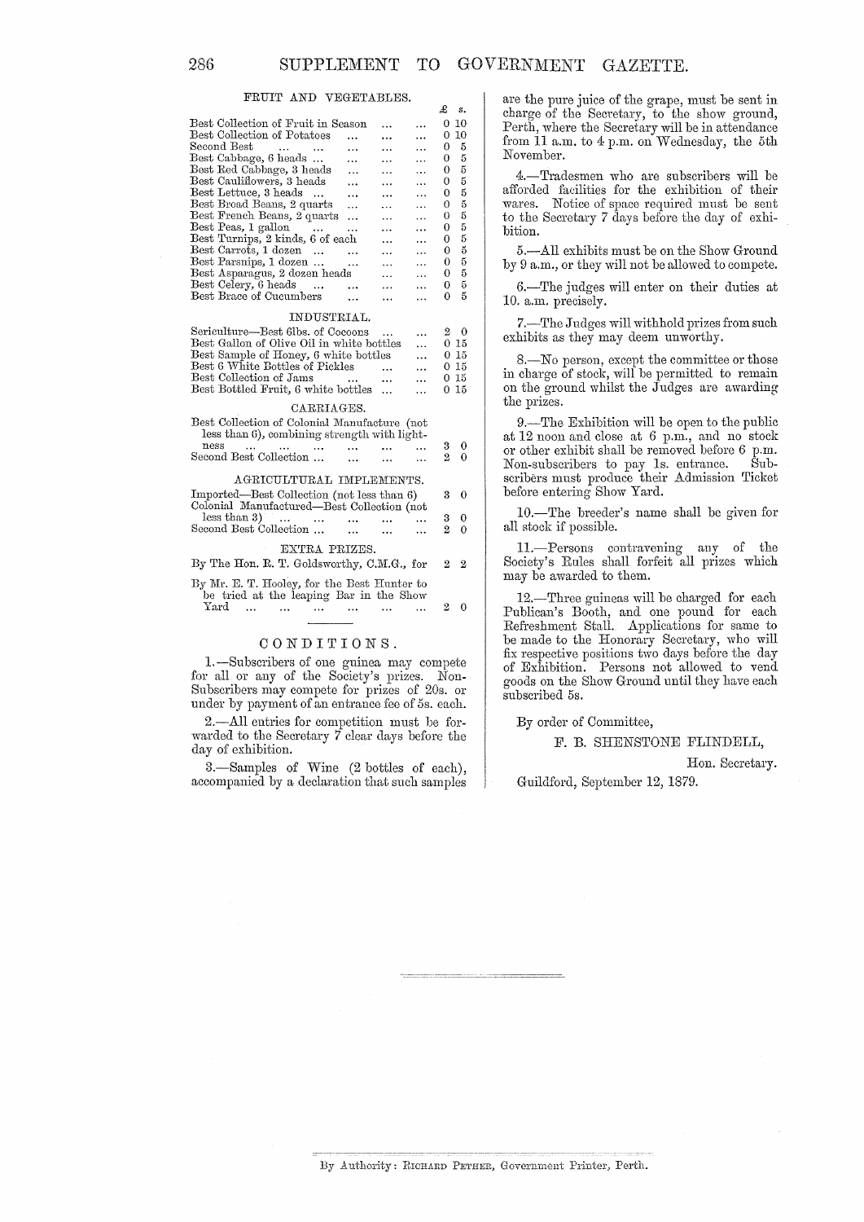### FRUIT AND VEGETABLES.

| | £ | s. |
|---|---|---|
| Best Collection of Fruit in Season ... ... | 0 | 10 |
| Best Collection of Potatoes ... ... ... | 0 | 10 |
| Second Best ... ... ... ... ... | 0 | 5 |
| Best Cabbage, 6 heads ... ... ... ... | 0 | 5 |
| Best Red Cabbage, 3 heads ... ... ... | 0 | 5 |
| Best Cauliflowers, 3 heads ... ... ... | 0 | 5 |
| Best Lettuce, 3 heads ... ... ... ... | 0 | 5 |
| Best Broad Beans, 2 quarts ... ... ... | 0 | 5 |
| Best French Beans, 2 quarts ... ... ... | 0 | 5 |
| Best Peas, 1 gallon ... ... ... ... | 0 | 5 |
| Best Turnips, 2 kinds, 6 of each ... ... | 0 | 5 |
| Best Carrots, 1 dozen ... ... ... ... | 0 | 5 |
| Best Parsnips, 1 dozen ... ... ... ... | 0 | 5 |
| Best Asparagus, 2 dozen heads ... ... | 0 | 5 |
| Best Celery, 6 heads ... ... ... ... | 0 | 5 |
| Best Brace of Cucumbers ... ... ... | 0 | 5 |

### INDUSTRIAL.

| | | |
|---|---|---|
| Sericulture—Best 6lbs. of Cocoons ... ... | 2 | 0 |
| Best Gallon of Olive Oil in white bottles ... | 0 | 15 |
| Best Sample of Honey, 6 white bottles ... | 0 | 15 |
| Best 6 White Bottles of Pickles ... ... | 0 | 15 |
| Best Collection of Jams ... ... ... | 0 | 15 |
| Best Bottled Fruit, 6 white bottles ... ... | 0 | 15 |

### CARRIAGES.

| | | |
|---|---|---|
| Best Collection of Colonial Manufacture (not less than 6), combining strength with lightness ... ... ... ... ... ... | 3 | 0 |
| Second Best Collection ... ... ... ... | 2 | 0 |

### AGRICULTURAL IMPLEMENTS.

| | | |
|---|---|---|
| Imported—Best Collection (not less than 6) | 3 | 0 |
| Colonial Manufactured—Best Collection (not less than 3) ... ... ... ... ... | 3 | 0 |
| Second Best Collection ... ... ... ... | 2 | 0 |

### EXTRA PRIZES.

| | | |
|---|---|---|
| By The Hon. R. T. Goldsworthy, C.M.G., for | 2 | 2 |
| By Mr. E. T. Hooley, for the Best Hunter to be tried at the leaping Bar in the Show Yard ... ... ... ... ... ... | 2 | 0 |

## CONDITIONS.

1.—Subscribers of one guinea may compete for all or any of the Society's prizes. Non-Subscribers may compete for prizes of 20s. or under by payment of an entrance fee of 5s. each.

2.—All entries for competition must be forwarded to the Secretary 7 clear days before the day of exhibition.

3.—Samples of Wine (2 bottles of each), accompanied by a declaration that such samples are the pure juice of the grape, must be sent in charge of the Secretary, to the show ground, Perth, where the Secretary will be in attendance from 11 a.m. to 4 p.m. on Wednesday, the 5th November.

4.—Tradesmen who are subscribers will be afforded facilities for the exhibition of their wares. Notice of space required must be sent to the Secretary 7 days before the day of exhibition.

5.—All exhibits must be on the Show Ground by 9 a.m., or they will not be allowed to compete.

6.—The judges will enter on their duties at 10. a.m. precisely.

7.—The Judges will withhold prizes from such exhibits as they may deem unworthy.

8.—No person, except the committee or those in charge of stock, will be permitted to remain on the ground whilst the Judges are awarding the prizes.

9.—The Exhibition will be open to the public at 12 noon and close at 6 p.m., and no stock or other exhibit shall be removed before 6 p.m. Non-subscribers to pay 1s. entrance. Subscribers must produce their Admission Ticket before entering Show Yard.

10.—The breeder's name shall be given for all stock if possible.

11.—Persons contravening any of the Society's Rules shall forfeit all prizes which may be awarded to them.

12.—Three guineas will be charged for each Publican's Booth, and one pound for each Refreshment Stall. Applications for same to be made to the Honorary Secretary, who will fix respective positions two days before the day of Exhibition. Persons not allowed to vend goods on the Show Ground until they have each subscribed 5s.

By order of Committee,

F. B. SHENSTONE FLINDELL,

Hon. Secretary.

Guildford, September 12, 1879.

By Authority: RICHARD PETHER, Government Printer, Perth.